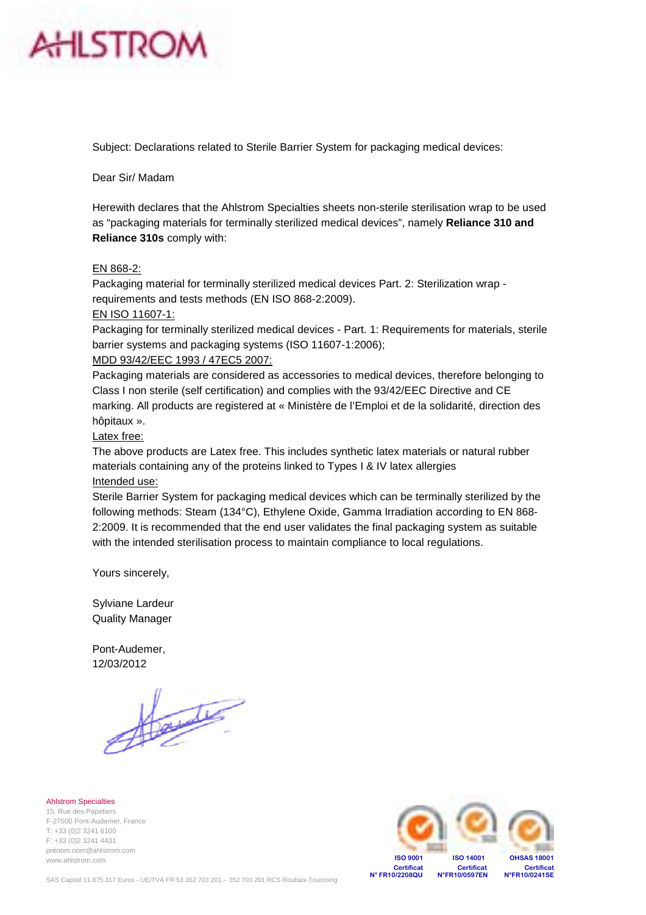AHLSTROM

Subject: Declarations related to Sterile Barrier System for packaging medical devices:

Dear Sir/ Madam

Herewith declares that the Ahlstrom Specialties sheets non-sterile sterilisation wrap to be used as "packaging materials for terminally sterilized medical devices", namely **Reliance 310 and Reliance 310s** comply with:

EN 868-2:

Packaging material for terminally sterilized medical devices Part. 2: Sterilization wrap - requirements and tests methods (EN ISO 868-2:2009).

EN ISO 11607-1:

Packaging for terminally sterilized medical devices - Part. 1: Requirements for materials, sterile barrier systems and packaging systems (ISO 11607-1:2006);

MDD 93/42/EEC 1993 / 47EC5 2007:

Packaging materials are considered as accessories to medical devices, therefore belonging to Class I non sterile (self certification) and complies with the 93/42/EEC Directive and CE marking. All products are registered at « Ministère de l'Emploi et de la solidarité, direction des hôpitaux ».

Latex free:

The above products are Latex free. This includes synthetic latex materials or natural rubber materials containing any of the proteins linked to Types I & IV latex allergies

Intended use:

Sterile Barrier System for packaging medical devices which can be terminally sterilized by the following methods: Steam (134°C), Ethylene Oxide, Gamma Irradiation according to EN 868-2:2009. It is recommended that the end user validates the final packaging system as suitable with the intended sterilisation process to maintain compliance to local regulations.

Yours sincerely,

Sylviane Lardeur
Quality Manager

Pont-Audemer,
12/03/2012

Ahlstrom Specialties
15, Rue des Papetiers
F-27500 Pont-Audemer, France
T: +33 (0)2 3241 6100
F: +33 (0)2 3241 4431
prénom.nom@ahlstrom.com
www.ahlstrom.com

ISO 9001 Certificat N° FR10/2208QU
ISO 14001 Certificat N°FR10/0597EN
OHSAS 18001 Certificat N°FR10/0241SE

SAS Capital 11.875.317 Euros - UE/TVA FR 53 352 703 201 – 352 703 201 RCS Roubaix-Tourcoing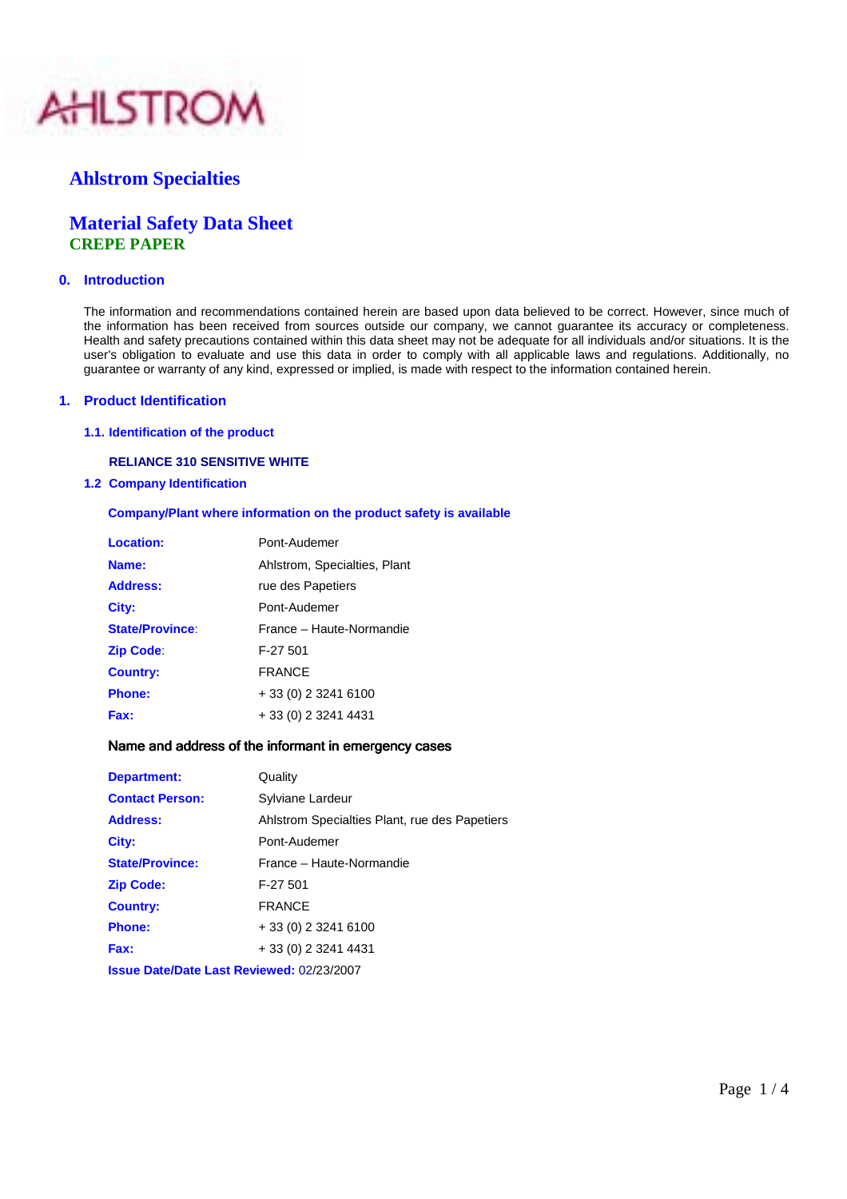AHLSTROM

# Ahlstrom Specialties

# Material Safety Data Sheet

**CREPE PAPER**

## 0. Introduction

The information and recommendations contained herein are based upon data believed to be correct. However, since much of the information has been received from sources outside our company, we cannot guarantee its accuracy or completeness. Health and safety precautions contained within this data sheet may not be adequate for all individuals and/or situations. It is the user's obligation to evaluate and use this data in order to comply with all applicable laws and regulations. Additionally, no guarantee or warranty of any kind, expressed or implied, is made with respect to the information contained herein.

## 1. Product Identification

### 1.1. Identification of the product

**RELIANCE 310 SENSITIVE WHITE**

### 1.2 Company Identification

**Company/Plant where information on the product safety is available**

| | |
|---|---|
| **Location:** | Pont-Audemer |
| **Name:** | Ahlstrom, Specialties, Plant |
| **Address:** | rue des Papetiers |
| **City:** | Pont-Audemer |
| **State/Province:** | France – Haute-Normandie |
| **Zip Code:** | F-27 501 |
| **Country:** | FRANCE |
| **Phone:** | + 33 (0) 2 3241 6100 |
| **Fax:** | + 33 (0) 2 3241 4431 |

**Name and address of the informant in emergency cases**

| | |
|---|---|
| **Department:** | Quality |
| **Contact Person:** | Sylviane Lardeur |
| **Address:** | Ahlstrom Specialties Plant, rue des Papetiers |
| **City:** | Pont-Audemer |
| **State/Province:** | France – Haute-Normandie |
| **Zip Code:** | F-27 501 |
| **Country:** | FRANCE |
| **Phone:** | + 33 (0) 2 3241 6100 |
| **Fax:** | + 33 (0) 2 3241 4431 |

**Issue Date/Date Last Reviewed:** 02/23/2007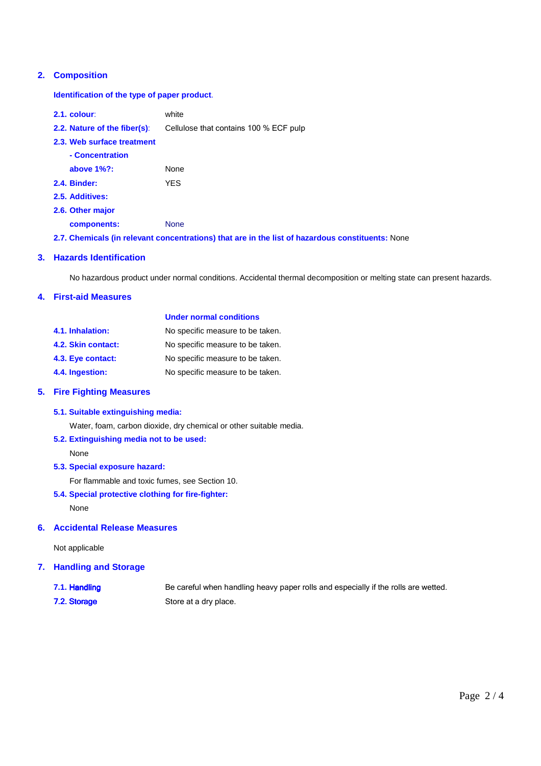## 2. Composition

**Identification of the type of paper product.**

**2.1. colour:** white

**2.2. Nature of the fiber(s):** Cellulose that contains 100 % ECF pulp

**2.3. Web surface treatment**

**- Concentration above 1%?:** None

**2.4. Binder:** YES

**2.5. Additives:**

**2.6. Other major components:** None

**2.7. Chemicals (in relevant concentrations) that are in the list of hazardous constituents:** None

## 3. Hazards Identification

No hazardous product under normal conditions. Accidental thermal decomposition or melting state can present hazards.

## 4. First-aid Measures

| | **Under normal conditions** |
|---|---|
| **4.1. Inhalation:** | No specific measure to be taken. |
| **4.2. Skin contact:** | No specific measure to be taken. |
| **4.3. Eye contact:** | No specific measure to be taken. |
| **4.4. Ingestion:** | No specific measure to be taken. |

## 5. Fire Fighting Measures

**5.1. Suitable extinguishing media:**

Water, foam, carbon dioxide, dry chemical or other suitable media.

**5.2. Extinguishing media not to be used:**

None

**5.3. Special exposure hazard:**

For flammable and toxic fumes, see Section 10.

**5.4. Special protective clothing for fire-fighter:**

None

## 6. Accidental Release Measures

Not applicable

## 7. Handling and Storage

**7.1. Handling** Be careful when handling heavy paper rolls and especially if the rolls are wetted.

**7.2. Storage** Store at a dry place.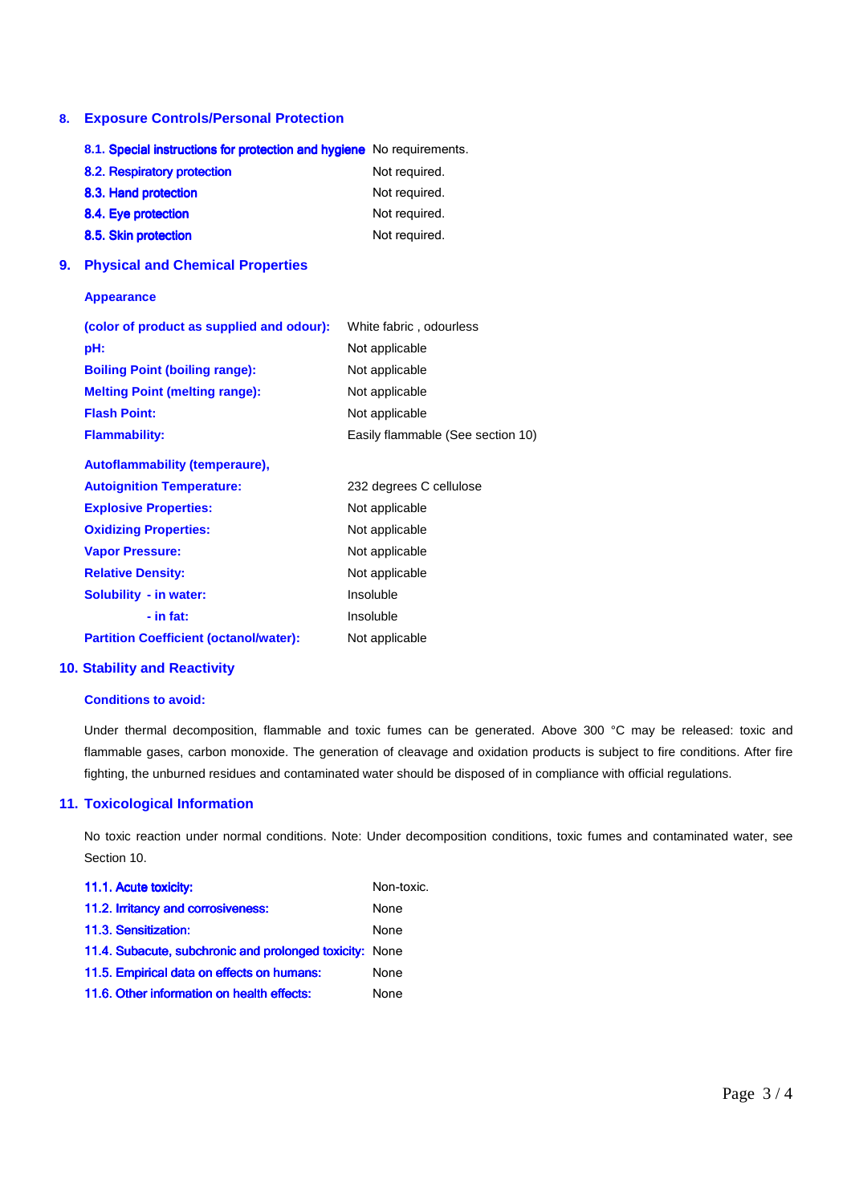## 8. Exposure Controls/Personal Protection

| | |
|---|---|
| **8.1. Special instructions for protection and hygiene** | No requirements. |
| **8.2. Respiratory protection** | Not required. |
| **8.3. Hand protection** | Not required. |
| **8.4. Eye protection** | Not required. |
| **8.5. Skin protection** | Not required. |

## 9. Physical and Chemical Properties

**Appearance**

| | |
|---|---|
| **(color of product as supplied and odour):** | White fabric , odourless |
| **pH:** | Not applicable |
| **Boiling Point (boiling range):** | Not applicable |
| **Melting Point (melting range):** | Not applicable |
| **Flash Point:** | Not applicable |
| **Flammability:** | Easily flammable (See section 10) |
| **Autoflammability (temperaure),** | |
| **Autoignition Temperature:** | 232 degrees C cellulose |
| **Explosive Properties:** | Not applicable |
| **Oxidizing Properties:** | Not applicable |
| **Vapor Pressure:** | Not applicable |
| **Relative Density:** | Not applicable |
| **Solubility - in water:** | Insoluble |
| **- in fat:** | Insoluble |
| **Partition Coefficient (octanol/water):** | Not applicable |

## 10. Stability and Reactivity

**Conditions to avoid:**

Under thermal decomposition, flammable and toxic fumes can be generated. Above 300 °C may be released: toxic and flammable gases, carbon monoxide. The generation of cleavage and oxidation products is subject to fire conditions. After fire fighting, the unburned residues and contaminated water should be disposed of in compliance with official regulations.

## 11. Toxicological Information

No toxic reaction under normal conditions. Note: Under decomposition conditions, toxic fumes and contaminated water, see Section 10.

| | |
|---|---|
| **11.1. Acute toxicity:** | Non-toxic. |
| **11.2. Irritancy and corrosiveness:** | None |
| **11.3. Sensitization:** | None |
| **11.4. Subacute, subchronic and prolonged toxicity:** | None |
| **11.5. Empirical data on effects on humans:** | None |
| **11.6. Other information on health effects:** | None |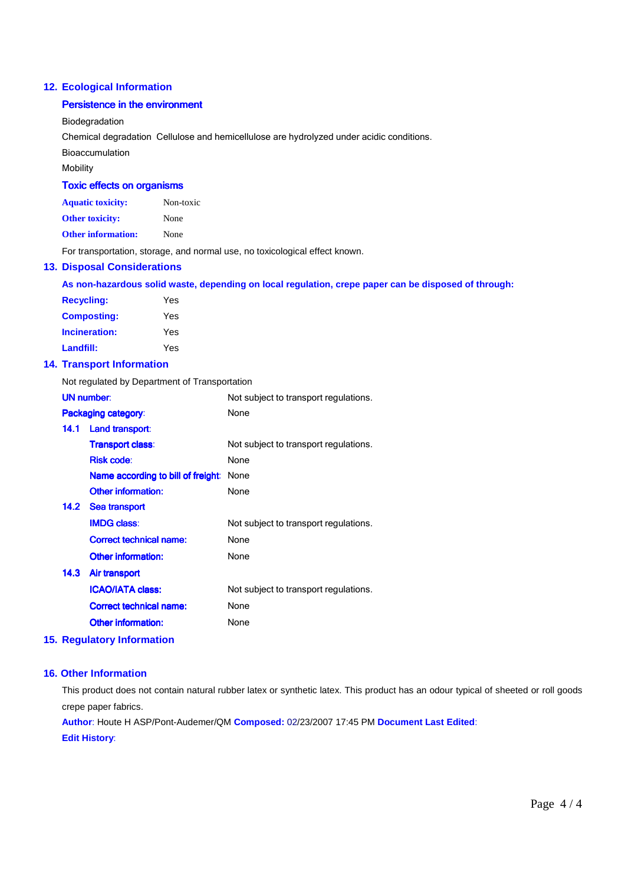## 12. Ecological Information

### Persistence in the environment

Biodegradation

Chemical degradation Cellulose and hemicellulose are hydrolyzed under acidic conditions.

Bioaccumulation

Mobility

### Toxic effects on organisms

| | |
|---|---|
| **Aquatic toxicity:** | Non-toxic |
| **Other toxicity:** | None |
| **Other information:** | None |

For transportation, storage, and normal use, no toxicological effect known.

## 13. Disposal Considerations

**As non-hazardous solid waste, depending on local regulation, crepe paper can be disposed of through:**

| | |
|---|---|
| **Recycling:** | Yes |
| **Composting:** | Yes |
| **Incineration:** | Yes |
| **Landfill:** | Yes |

## 14. Transport Information

Not regulated by Department of Transportation

| | |
|---|---|
| **UN number:** | Not subject to transport regulations. |
| **Packaging category:** | None |

### 14.1 Land transport:

| | |
|---|---|
| **Transport class:** | Not subject to transport regulations. |
| **Risk code:** | None |
| **Name according to bill of freight:** | None |
| **Other information:** | None |

### 14.2 Sea transport

| | |
|---|---|
| **IMDG class:** | Not subject to transport regulations. |
| **Correct technical name:** | None |
| **Other information:** | None |

### 14.3 Air transport

| | |
|---|---|
| **ICAO/IATA class:** | Not subject to transport regulations. |
| **Correct technical name:** | None |
| **Other information:** | None |

## 15. Regulatory Information

## 16. Other Information

This product does not contain natural rubber latex or synthetic latex. This product has an odour typical of sheeted or roll goods crepe paper fabrics.

**Author**: Houte H ASP/Pont-Audemer/QM **Composed:** 02/23/2007 17:45 PM **Document Last Edited**:

**Edit History**: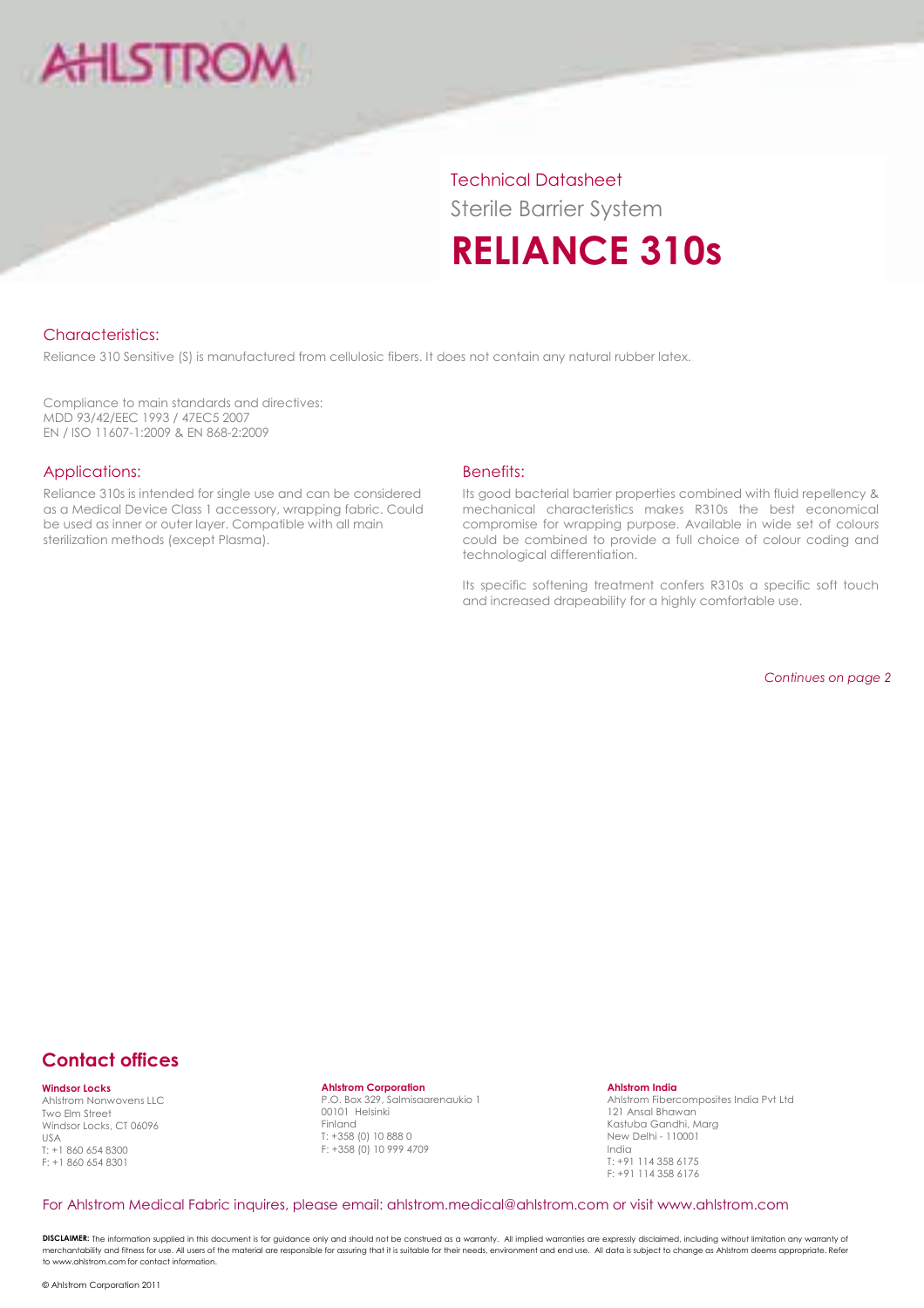AHLSTROM

Technical Datasheet

Sterile Barrier System

# RELIANCE 310s

## Characteristics:

Reliance 310 Sensitive (S) is manufactured from cellulosic fibers. It does not contain any natural rubber latex.

Compliance to main standards and directives:
MDD 93/42/EEC 1993 / 47EC5 2007
EN / ISO 11607-1:2009 & EN 868-2:2009

## Applications:

Reliance 310s is intended for single use and can be considered as a Medical Device Class 1 accessory, wrapping fabric. Could be used as inner or outer layer. Compatible with all main sterilization methods (except Plasma).

## Benefits:

Its good bacterial barrier properties combined with fluid repellency & mechanical characteristics makes R310s the best economical compromise for wrapping purpose. Available in wide set of colours could be combined to provide a full choice of colour coding and technological differentiation.

Its specific softening treatment confers R310s a specific soft touch and increased drapeability for a highly comfortable use.

*Continues on page 2*

## Contact offices

**Windsor Locks**
Ahlstrom Nonwovens LLC
Two Elm Street
Windsor Locks, CT 06096
USA
T: +1 860 654 8300
F: +1 860 654 8301

**Ahlstrom Corporation**
P.O. Box 329, Salmisaarenaukio 1
00101 Helsinki
Finland
T: +358 (0) 10 888 0
F: +358 (0) 10 999 4709

**Ahlstrom India**
Ahlstrom Fibercomposites India Pvt Ltd
121 Ansal Bhawan
Kastuba Gandhi, Marg
New Delhi - 110001
India
T: +91 114 358 6175
F: +91 114 358 6176

For Ahlstrom Medical Fabric inquires, please email: ahlstrom.medical@ahlstrom.com or visit www.ahlstrom.com

**DISCLAIMER:** The information supplied in this document is for guidance only and should not be construed as a warranty. All implied warranties are expressly disclaimed, including without limitation any warranty of merchantability and fitness for use. All users of the material are responsible for assuring that it is suitable for their needs, environment and end use. All data is subject to change as Ahlstrom deems appropriate. Refer to www.ahlstrom.com for contact information.

© Ahlstrom Corporation 2011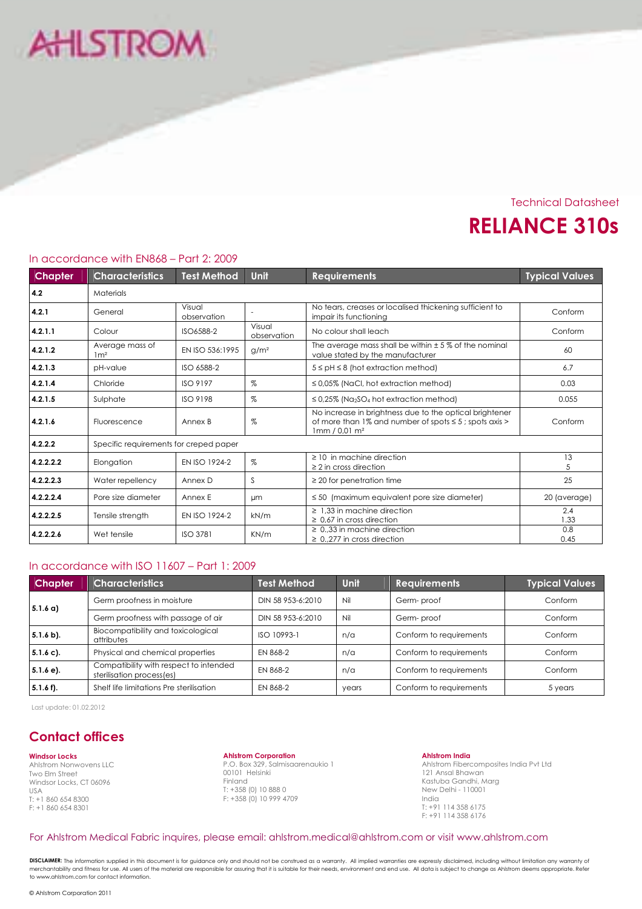AHLSTROM

Technical Datasheet

# RELIANCE 310s

## In accordance with EN868 – Part 2: 2009

| Chapter | Characteristics | Test Method | Unit | Requirements | Typical Values |
|---|---|---|---|---|---|
| **4.2** | Materials | | | | |
| **4.2.1** | General | Visual observation | - | No tears, creases or localised thickening sufficient to impair its functioning | Conform |
| **4.2.1.1** | Colour | ISO6588-2 | Visual observation | No colour shall leach | Conform |
| **4.2.1.2** | Average mass of 1m² | EN ISO 536:1995 | g/m² | The average mass shall be within ± 5 % of the nominal value stated by the manufacturer | 60 |
| **4.2.1.3** | pH-value | ISO 6588-2 | | 5 ≤ pH ≤ 8 (hot extraction method) | 6.7 |
| **4.2.1.4** | Chloride | ISO 9197 | % | ≤ 0,05% (NaCl, hot extraction method) | 0.03 |
| **4.2.1.5** | Sulphate | ISO 9198 | % | ≤ 0,25% ($Na_2SO_4$ hot extraction method) | 0.055 |
| **4.2.1.6** | Fluorescence | Annex B | % | No increase in brightness due to the optical brightener of more than 1% and number of spots ≤ 5 ; spots axis > 1mm / 0,01 m² | Conform |
| **4.2.2.2** | Specific requirements for creped paper | | | | |
| **4.2.2.2.2** | Elongation | EN ISO 1924-2 | % | ≥ 10 in machine direction<br>≥ 2 in cross direction | 13<br>5 |
| **4.2.2.2.3** | Water repellency | Annex D | S | ≥ 20 for penetration time | 25 |
| **4.2.2.2.4** | Pore size diameter | Annex E | µm | ≤ 50 (maximum equivalent pore size diameter) | 20 (average) |
| **4.2.2.2.5** | Tensile strength | EN ISO 1924-2 | kN/m | ≥ 1,33 in machine direction<br>≥ 0,67 in cross direction | 2.4<br>1.33 |
| **4.2.2.2.6** | Wet tensile | ISO 3781 | KN/m | ≥ 0,.33 in machine direction<br>≥ 0,.277 in cross direction | 0.8<br>0.45 |

## In accordance with ISO 11607 – Part 1: 2009

| Chapter | Characteristics | Test Method | Unit | Requirements | Typical Values |
|---|---|---|---|---|---|
| **5.1.6 a)** | Germ proofness in moisture | DIN 58 953-6:2010 | Nil | Germ- proof | Conform |
| | Germ proofness with passage of air | DIN 58 953-6:2010 | Nil | Germ- proof | Conform |
| **5.1.6 b).** | Biocompatibility and toxicological attributes | ISO 10993-1 | n/a | Conform to requirements | Conform |
| **5.1.6 c).** | Physical and chemical properties | EN 868-2 | n/a | Conform to requirements | Conform |
| **5.1.6 e).** | Compatibility with respect to intended sterilisation process(es) | EN 868-2 | n/a | Conform to requirements | Conform |
| **5.1.6 f).** | Shelf life limitations Pre sterilisation | EN 868-2 | years | Conform to requirements | 5 years |

Last update: 01.02.2012

## Contact offices

**Windsor Locks**
Ahlstrom Nonwovens LLC
Two Elm Street
Windsor Locks, CT 06096
USA
T: +1 860 654 8300
F: +1 860 654 8301

**Ahlstrom Corporation**
P.O. Box 329, Salmisaarenaukio 1
00101 Helsinki
Finland
T: +358 (0) 10 888 0
F: +358 (0) 10 999 4709

**Ahlstrom India**
Ahlstrom Fibercomposites India Pvt Ltd
121 Ansal Bhawan
Kastuba Gandhi, Marg
New Delhi - 110001
India
T: +91 114 358 6175
F: +91 114 358 6176

For Ahlstrom Medical Fabric inquires, please email: ahlstrom.medical@ahlstrom.com or visit www.ahlstrom.com

**DISCLAIMER:** The information supplied in this document is for guidance only and should not be construed as a warranty. All implied warranties are expressly disclaimed, including without limitation any warranty of merchantability and fitness for use. All users of the material are responsible for assuring that it is suitable for their needs, environment and end use. All data is subject to change as Ahlstrom deems appropriate. Refer to www.ahlstrom.com for contact information.

© Ahlstrom Corporation 2011